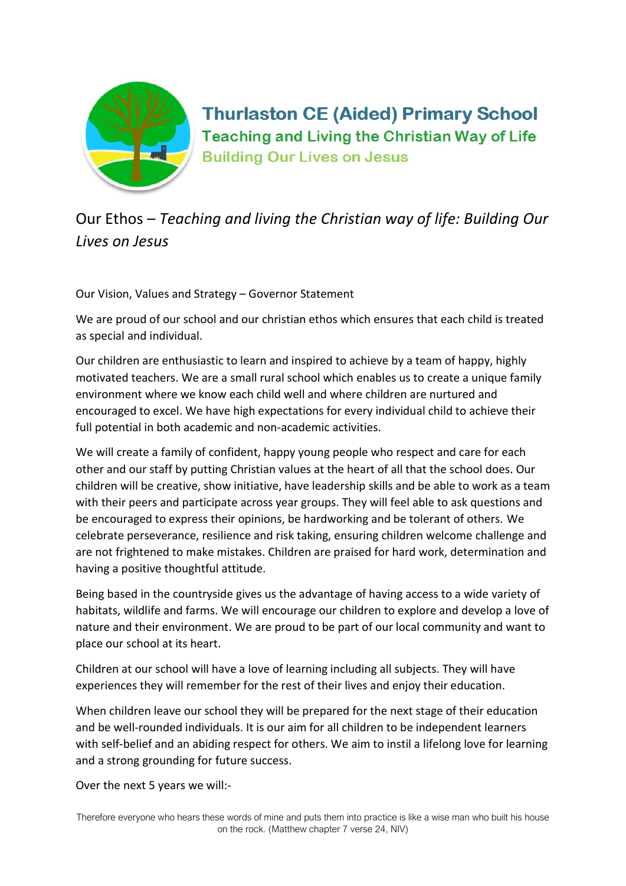# Thurlaston CE (Aided) Primary School

## Teaching and Living the Christian Way of Life

### Building Our Lives on Jesus

## Our Ethos – *Teaching and living the Christian way of life: Building Our Lives on Jesus*

Our Vision, Values and Strategy – Governor Statement

We are proud of our school and our christian ethos which ensures that each child is treated as special and individual.

Our children are enthusiastic to learn and inspired to achieve by a team of happy, highly motivated teachers. We are a small rural school which enables us to create a unique family environment where we know each child well and where children are nurtured and encouraged to excel. We have high expectations for every individual child to achieve their full potential in both academic and non-academic activities.

We will create a family of confident, happy young people who respect and care for each other and our staff by putting Christian values at the heart of all that the school does. Our children will be creative, show initiative, have leadership skills and be able to work as a team with their peers and participate across year groups. They will feel able to ask questions and be encouraged to express their opinions, be hardworking and be tolerant of others. We celebrate perseverance, resilience and risk taking, ensuring children welcome challenge and are not frightened to make mistakes. Children are praised for hard work, determination and having a positive thoughtful attitude.

Being based in the countryside gives us the advantage of having access to a wide variety of habitats, wildlife and farms. We will encourage our children to explore and develop a love of nature and their environment. We are proud to be part of our local community and want to place our school at its heart.

Children at our school will have a love of learning including all subjects. They will have experiences they will remember for the rest of their lives and enjoy their education.

When children leave our school they will be prepared for the next stage of their education and be well-rounded individuals. It is our aim for all children to be independent learners with self-belief and an abiding respect for others. We aim to instil a lifelong love for learning and a strong grounding for future success.

Over the next 5 years we will:-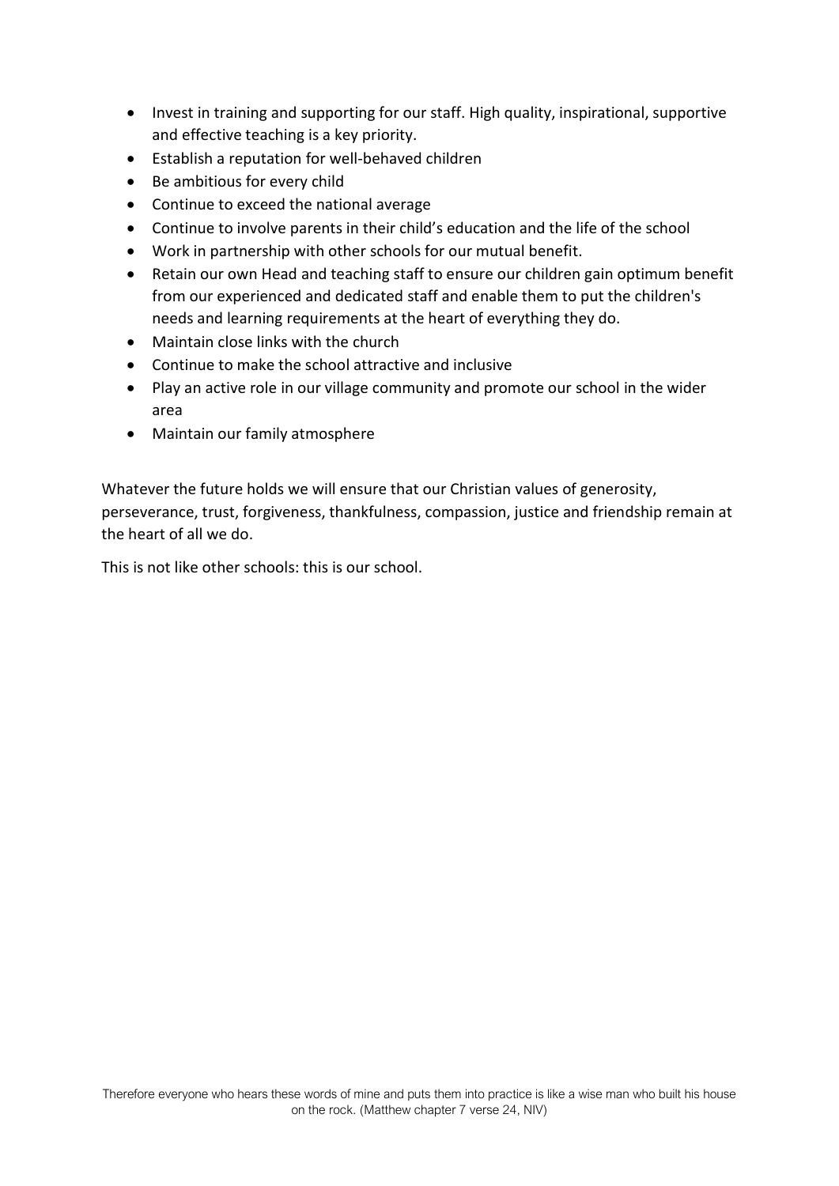- Invest in training and supporting for our staff. High quality, inspirational, supportive and effective teaching is a key priority.
- Establish a reputation for well-behaved children
- Be ambitious for every child
- Continue to exceed the national average
- Continue to involve parents in their child's education and the life of the school
- Work in partnership with other schools for our mutual benefit.
- Retain our own Head and teaching staff to ensure our children gain optimum benefit from our experienced and dedicated staff and enable them to put the children's needs and learning requirements at the heart of everything they do.
- Maintain close links with the church
- Continue to make the school attractive and inclusive
- Play an active role in our village community and promote our school in the wider area
- Maintain our family atmosphere

Whatever the future holds we will ensure that our Christian values of generosity, perseverance, trust, forgiveness, thankfulness, compassion, justice and friendship remain at the heart of all we do.

This is not like other schools: this is our school.